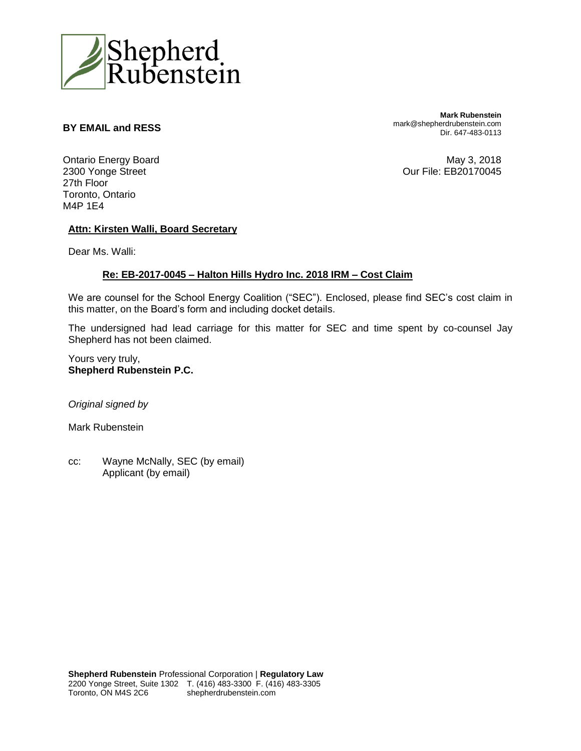Shepherd Rubenstein

**BY EMAIL and RESS**

**Mark Rubenstein**
mark@shepherdrubenstein.com
Dir. 647-483-0113

Ontario Energy Board
2300 Yonge Street
27th Floor
Toronto, Ontario
M4P 1E4

May 3, 2018
Our File: EB20170045

**Attn: Kirsten Walli, Board Secretary**

Dear Ms. Walli:

**Re: EB-2017-0045 – Halton Hills Hydro Inc. 2018 IRM – Cost Claim**

We are counsel for the School Energy Coalition ("SEC"). Enclosed, please find SEC's cost claim in this matter, on the Board's form and including docket details.

The undersigned had lead carriage for this matter for SEC and time spent by co-counsel Jay Shepherd has not been claimed.

Yours very truly,
**Shepherd Rubenstein P.C.**

*Original signed by*

Mark Rubenstein

cc: Wayne McNally, SEC (by email)
Applicant (by email)

**Shepherd Rubenstein** Professional Corporation | **Regulatory Law**
2200 Yonge Street, Suite 1302 T. (416) 483-3300 F. (416) 483-3305
Toronto, ON M4S 2C6 shepherdrubenstein.com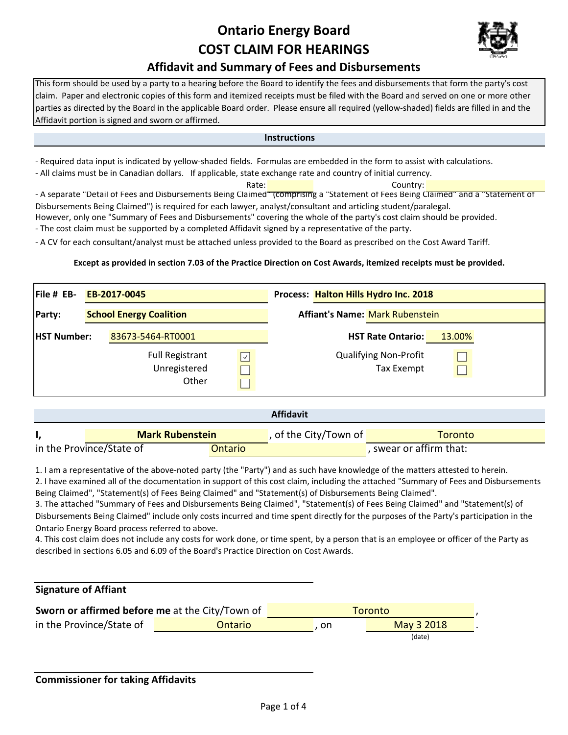# Ontario Energy Board

# COST CLAIM FOR HEARINGS

## Affidavit and Summary of Fees and Disbursements

This form should be used by a party to a hearing before the Board to identify the fees and disbursements that form the party's cost claim. Paper and electronic copies of this form and itemized receipts must be filed with the Board and served on one or more other parties as directed by the Board in the applicable Board order. Please ensure all required (yellow-shaded) fields are filled in and the Affidavit portion is signed and sworn or affirmed.

### Instructions

- Required data input is indicated by yellow-shaded fields. Formulas are embedded in the form to assist with calculations.
- All claims must be in Canadian dollars. If applicable, state exchange rate and country of initial currency.

Rate: ______ Country: ______

- A separate "Detail of Fees and Disbursements Being Claimed" (comprising a "Statement of Fees Being Claimed" and a "Statement of Disbursements Being Claimed") is required for each lawyer, analyst/consultant and articling student/paralegal.

However, only one "Summary of Fees and Disbursements" covering the whole of the party's cost claim should be provided.

- The cost claim must be supported by a completed Affidavit signed by a representative of the party.
- A CV for each consultant/analyst must be attached unless provided to the Board as prescribed on the Cost Award Tariff.

**Except as provided in section 7.03 of the Practice Direction on Cost Awards, itemized receipts must be provided.**

| | | | |
|---|---|---|---|
| **File # EB-** | **EB-2017-0045** | **Process:** | **Halton Hills Hydro Inc. 2018** |
| **Party:** | **School Energy Coalition** | **Affiant's Name:** | Mark Rubenstein |
| **HST Number:** | 83673-5464-RT0001 | **HST Rate Ontario:** | 13.00% |
| Full Registrant | ☑ | Qualifying Non-Profit | ☐ |
| Unregistered | ☐ | Tax Exempt | ☐ |
| Other | ☐ | | |

### Affidavit

**I,** **Mark Rubenstein**, of the City/Town of Toronto in the Province/State of Ontario, swear or affirm that:

1. I am a representative of the above-noted party (the "Party") and as such have knowledge of the matters attested to herein.
2. I have examined all of the documentation in support of this cost claim, including the attached "Summary of Fees and Disbursements Being Claimed", "Statement(s) of Fees Being Claimed" and "Statement(s) of Disbursements Being Claimed".
3. The attached "Summary of Fees and Disbursements Being Claimed", "Statement(s) of Fees Being Claimed" and "Statement(s) of Disbursements Being Claimed" include only costs incurred and time spent directly for the purposes of the Party's participation in the Ontario Energy Board process referred to above.
4. This cost claim does not include any costs for work done, or time spent, by a person that is an employee or officer of the Party as described in sections 6.05 and 6.09 of the Board's Practice Direction on Cost Awards.

______________________________

**Signature of Affiant**

**Sworn or affirmed before me** at the City/Town of Toronto, in the Province/State of Ontario, on May 3 2018.

(date)

______________________________

**Commissioner for taking Affidavits**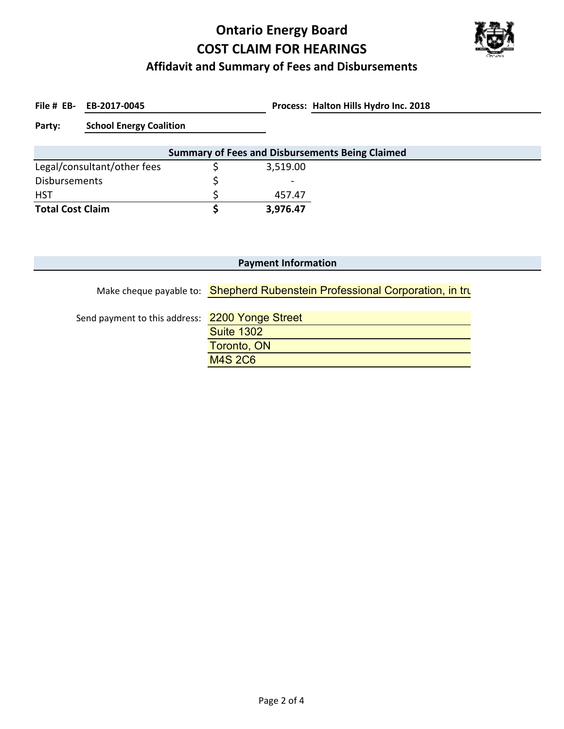# Ontario Energy Board
# COST CLAIM FOR HEARINGS
## Affidavit and Summary of Fees and Disbursements

**File # EB-** **EB-2017-0045** **Process:** **Halton Hills Hydro Inc. 2018**

**Party:** **School Energy Coalition**

| Summary of Fees and Disbursements Being Claimed | | |
|---|---|---|
| Legal/consultant/other fees | $ | 3,519.00 |
| Disbursements | $ | - |
| HST | $ | 457.47 |
| **Total Cost Claim** | **$** | **3,976.47** |

### Payment Information

Make cheque payable to: Shepherd Rubenstein Professional Corporation, in tru

Send payment to this address: 2200 Yonge Street
Suite 1302
Toronto, ON
M4S 2C6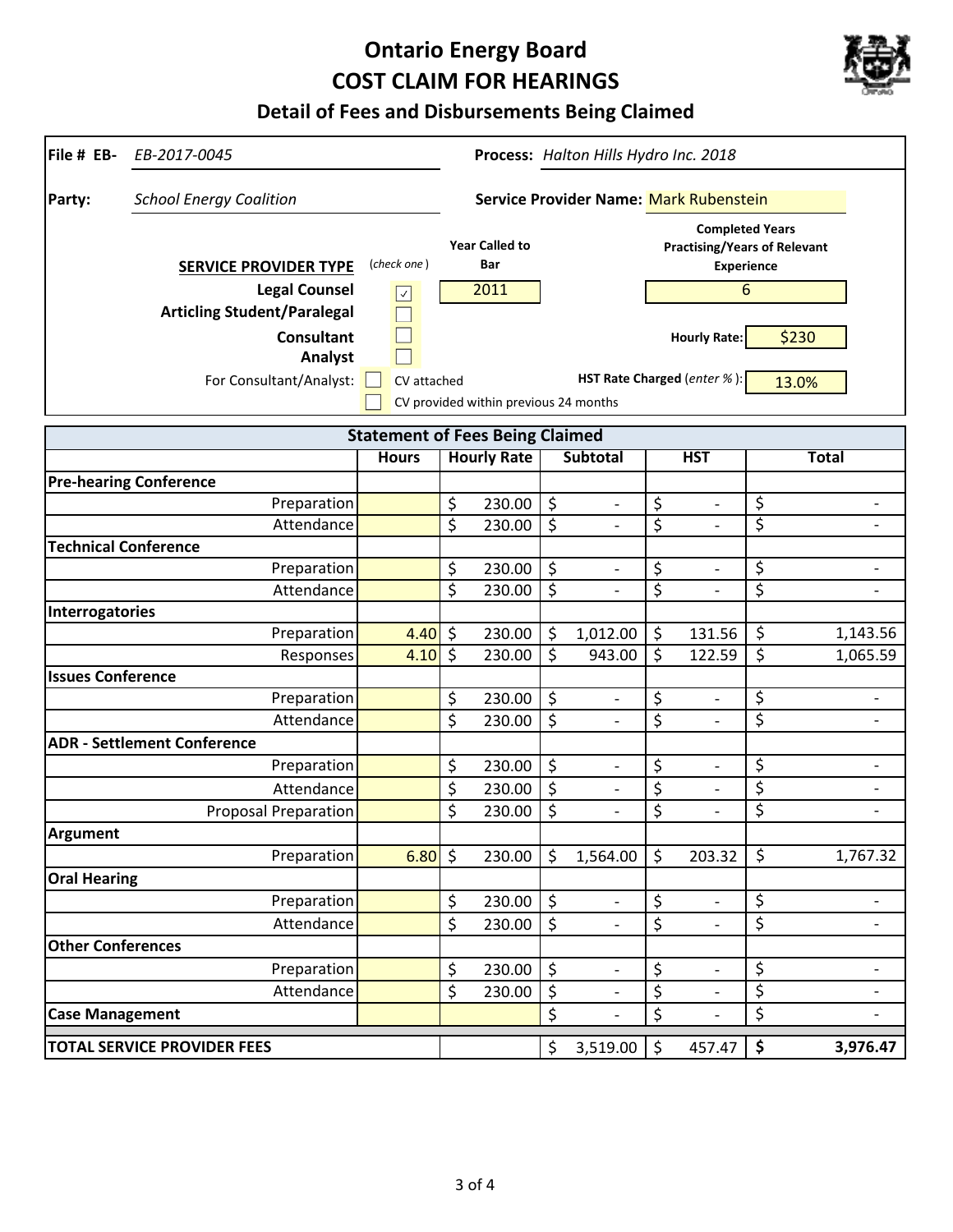# Ontario Energy Board
# COST CLAIM FOR HEARINGS
## Detail of Fees and Disbursements Being Claimed

**File # EB-** *EB-2017-0045*

**Process:** *Halton Hills Hydro Inc. 2018*

**Party:** *School Energy Coalition*

**Service Provider Name:** Mark Rubenstein

| SERVICE PROVIDER TYPE | (check one) | Year Called to Bar | Completed Years Practising/Years of Relevant Experience |
|---|---|---|---|
| Legal Counsel | ☑ | 2011 | 6 |
| Articling Student/Paralegal | ☐ | | |
| Consultant | ☐ | | **Hourly Rate:** $230 |
| Analyst | ☐ | | |

For Consultant/Analyst: ☐ CV attached ☐ CV provided within previous 24 months

**HST Rate Charged** (*enter %*): 13.0%

| Statement of Fees Being Claimed | Hours | Hourly Rate | Subtotal | HST | Total |
|---|---|---|---|---|---|
| **Pre-hearing Conference** | | | | | |
| Preparation | | $ 230.00 | $ - | $ - | $ - |
| Attendance | | $ 230.00 | $ - | $ - | $ - |
| **Technical Conference** | | | | | |
| Preparation | | $ 230.00 | $ - | $ - | $ - |
| Attendance | | $ 230.00 | $ - | $ - | $ - |
| **Interrogatories** | | | | | |
| Preparation | 4.40 | $ 230.00 | $ 1,012.00 | $ 131.56 | $ 1,143.56 |
| Responses | 4.10 | $ 230.00 | $ 943.00 | $ 122.59 | $ 1,065.59 |
| **Issues Conference** | | | | | |
| Preparation | | $ 230.00 | $ - | $ - | $ - |
| Attendance | | $ 230.00 | $ - | $ - | $ - |
| **ADR - Settlement Conference** | | | | | |
| Preparation | | $ 230.00 | $ - | $ - | $ - |
| Attendance | | $ 230.00 | $ - | $ - | $ - |
| Proposal Preparation | | $ 230.00 | $ - | $ - | $ - |
| **Argument** | | | | | |
| Preparation | 6.80 | $ 230.00 | $ 1,564.00 | $ 203.32 | $ 1,767.32 |
| **Oral Hearing** | | | | | |
| Preparation | | $ 230.00 | $ - | $ - | $ - |
| Attendance | | $ 230.00 | $ - | $ - | $ - |
| **Other Conferences** | | | | | |
| Preparation | | $ 230.00 | $ - | $ - | $ - |
| Attendance | | $ 230.00 | $ - | $ - | $ - |
| **Case Management** | | | $ - | $ - | $ - |
| **TOTAL SERVICE PROVIDER FEES** | | | $ 3,519.00 | $ 457.47 | **$ 3,976.47** |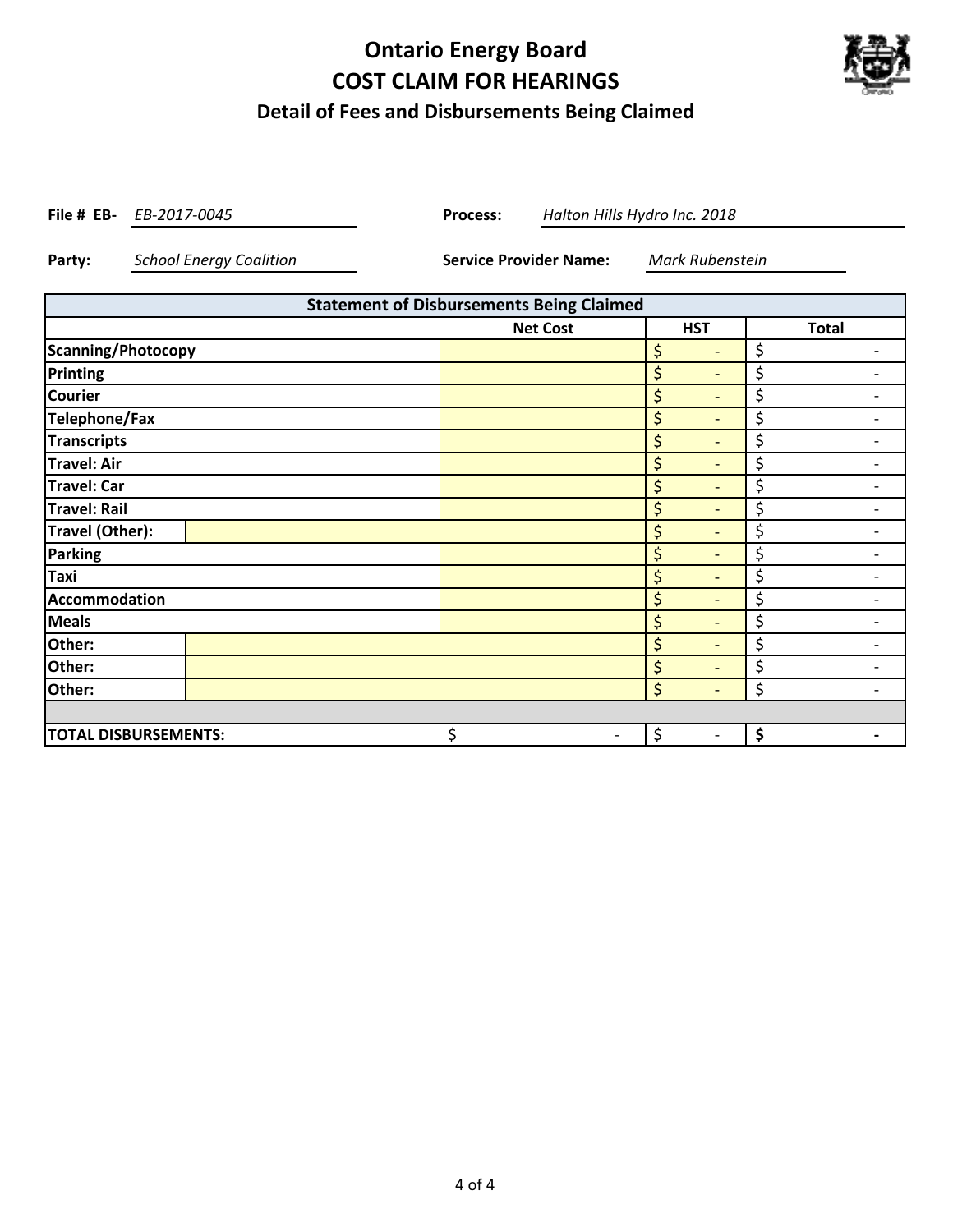# Ontario Energy Board
# COST CLAIM FOR HEARINGS
## Detail of Fees and Disbursements Being Claimed

**File # EB-** *EB-2017-0045* **Process:** *Halton Hills Hydro Inc. 2018*

**Party:** *School Energy Coalition* **Service Provider Name:** *Mark Rubenstein*

| Statement of Disbursements Being Claimed | | | | |
|---|---|---|---|---|
| | | Net Cost | HST | Total |
| Scanning/Photocopy | | | $ - | $ - |
| Printing | | | $ - | $ - |
| Courier | | | $ - | $ - |
| Telephone/Fax | | | $ - | $ - |
| Transcripts | | | $ - | $ - |
| Travel: Air | | | $ - | $ - |
| Travel: Car | | | $ - | $ - |
| Travel: Rail | | | $ - | $ - |
| Travel (Other): | | | $ - | $ - |
| Parking | | | $ - | $ - |
| Taxi | | | $ - | $ - |
| Accommodation | | | $ - | $ - |
| Meals | | | $ - | $ - |
| Other: | | | $ - | $ - |
| Other: | | | $ - | $ - |
| Other: | | | $ - | $ - |
| | | | | |
| **TOTAL DISBURSEMENTS:** | | $ - | $ - | **$ -** |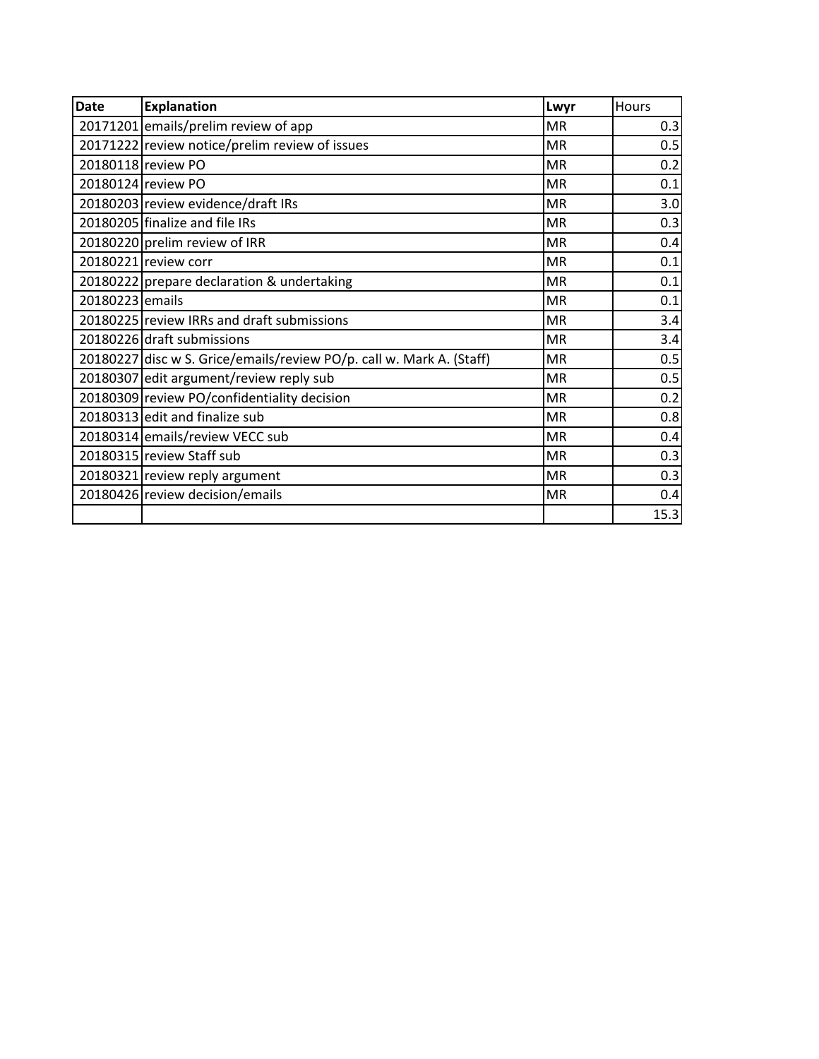| Date | Explanation | Lwyr | Hours |
|---|---|---|---|
| 20171201 | emails/prelim review of app | MR | 0.3 |
| 20171222 | review notice/prelim review of issues | MR | 0.5 |
| 20180118 | review PO | MR | 0.2 |
| 20180124 | review PO | MR | 0.1 |
| 20180203 | review evidence/draft IRs | MR | 3.0 |
| 20180205 | finalize and file IRs | MR | 0.3 |
| 20180220 | prelim review of IRR | MR | 0.4 |
| 20180221 | review corr | MR | 0.1 |
| 20180222 | prepare declaration & undertaking | MR | 0.1 |
| 20180223 | emails | MR | 0.1 |
| 20180225 | review IRRs and draft submissions | MR | 3.4 |
| 20180226 | draft submissions | MR | 3.4 |
| 20180227 | disc w S. Grice/emails/review PO/p. call w. Mark A. (Staff) | MR | 0.5 |
| 20180307 | edit argument/review reply sub | MR | 0.5 |
| 20180309 | review PO/confidentiality decision | MR | 0.2 |
| 20180313 | edit and finalize sub | MR | 0.8 |
| 20180314 | emails/review VECC sub | MR | 0.4 |
| 20180315 | review Staff sub | MR | 0.3 |
| 20180321 | review reply argument | MR | 0.3 |
| 20180426 | review decision/emails | MR | 0.4 |
| | | | 15.3 |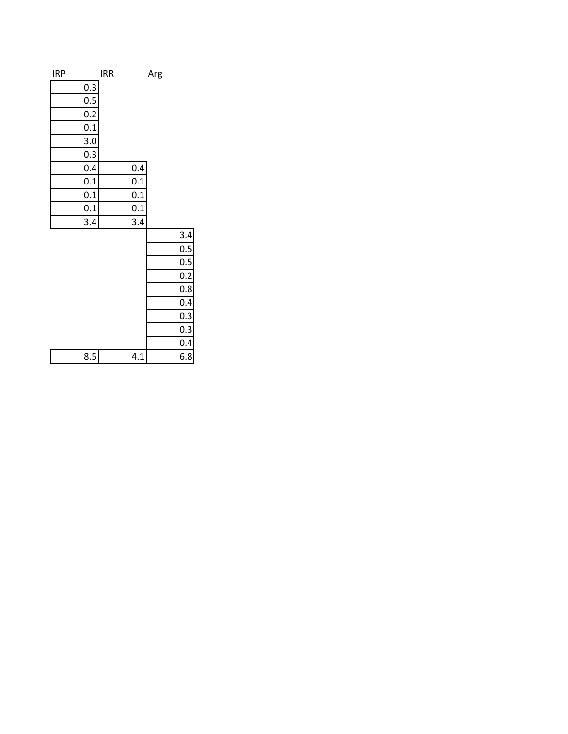| IRP | IRR | Arg |
|---|---|---|
| 0.3 | | |
| 0.5 | | |
| 0.2 | | |
| 0.1 | | |
| 3.0 | | |
| 0.3 | | |
| 0.4 | 0.4 | |
| 0.1 | 0.1 | |
| 0.1 | 0.1 | |
| 0.1 | 0.1 | |
| 3.4 | 3.4 | |
| | | 3.4 |
| | | 0.5 |
| | | 0.5 |
| | | 0.2 |
| | | 0.8 |
| | | 0.4 |
| | | 0.3 |
| | | 0.3 |
| | | 0.4 |
| 8.5 | 4.1 | 6.8 |